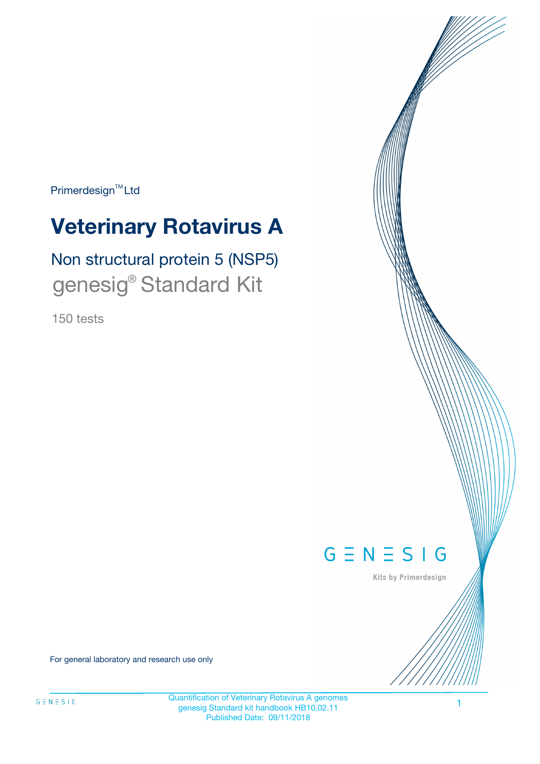Primerdesign™ Ltd

# Veterinary Rotavirus A

## Non structural protein 5 (NSP5)

## genesig® Standard Kit

150 tests

GENESIG

Kits by Primerdesign

For general laboratory and research use only

Quantification of Veterinary Rotavirus A genomes
genesig Standard kit handbook HB10.02.11
Published Date: 09/11/2018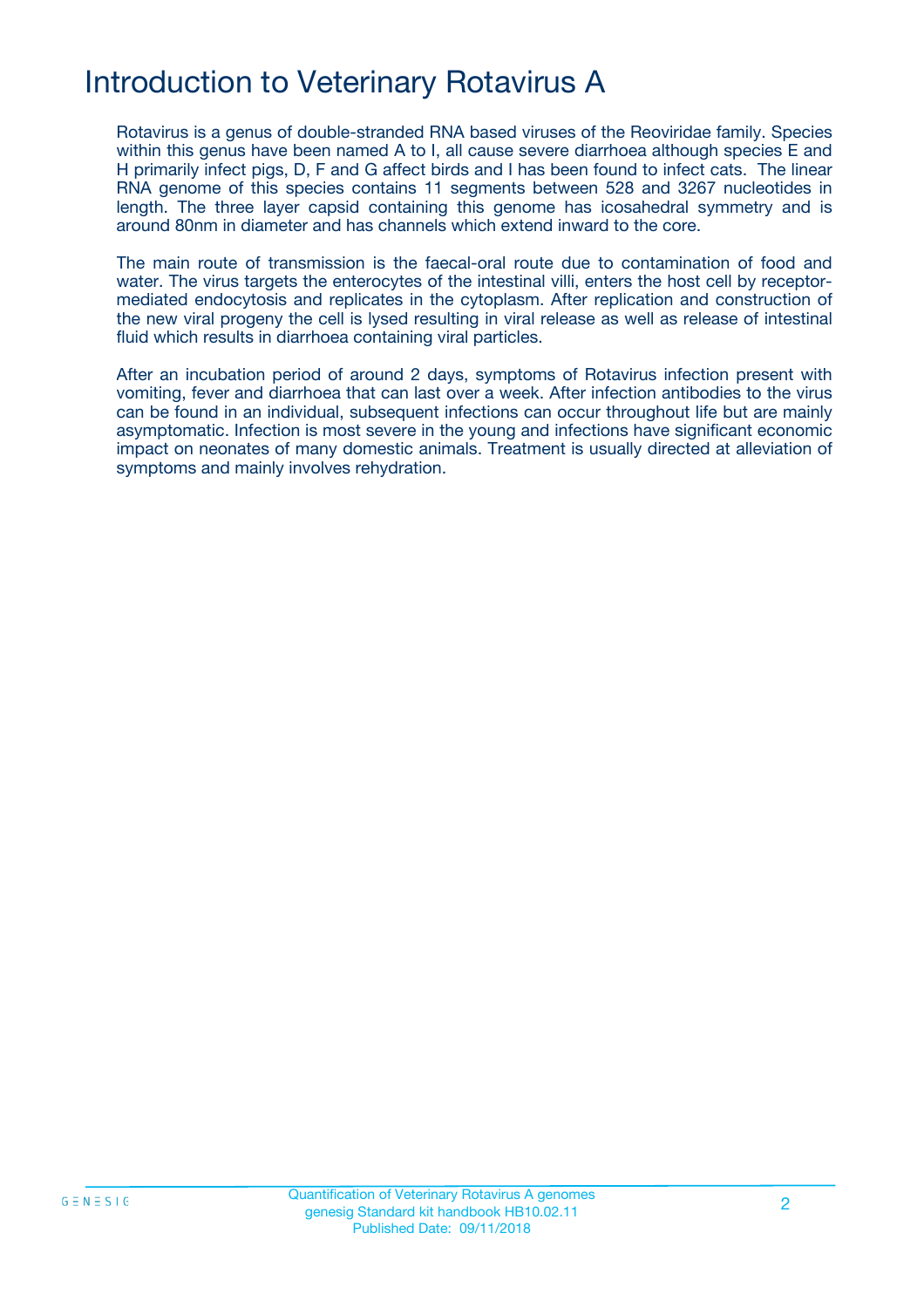# Introduction to Veterinary Rotavirus A

Rotavirus is a genus of double-stranded RNA based viruses of the Reoviridae family. Species within this genus have been named A to I, all cause severe diarrhoea although species E and H primarily infect pigs, D, F and G affect birds and I has been found to infect cats. The linear RNA genome of this species contains 11 segments between 528 and 3267 nucleotides in length. The three layer capsid containing this genome has icosahedral symmetry and is around 80nm in diameter and has channels which extend inward to the core.

The main route of transmission is the faecal-oral route due to contamination of food and water. The virus targets the enterocytes of the intestinal villi, enters the host cell by receptor-mediated endocytosis and replicates in the cytoplasm. After replication and construction of the new viral progeny the cell is lysed resulting in viral release as well as release of intestinal fluid which results in diarrhoea containing viral particles.

After an incubation period of around 2 days, symptoms of Rotavirus infection present with vomiting, fever and diarrhoea that can last over a week. After infection antibodies to the virus can be found in an individual, subsequent infections can occur throughout life but are mainly asymptomatic. Infection is most severe in the young and infections have significant economic impact on neonates of many domestic animals. Treatment is usually directed at alleviation of symptoms and mainly involves rehydration.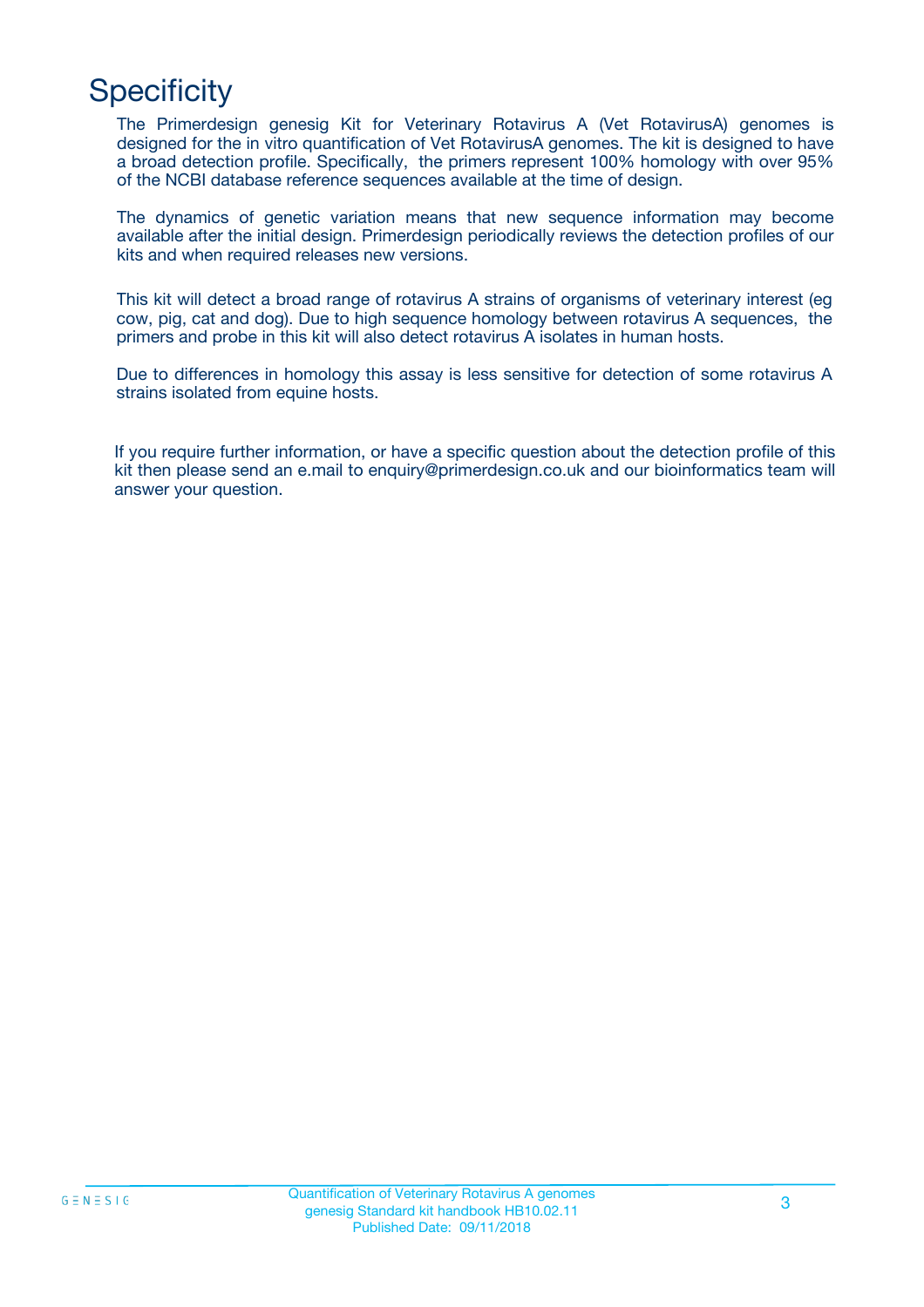# Specificity

The Primerdesign genesig Kit for Veterinary Rotavirus A (Vet RotavirusA) genomes is designed for the in vitro quantification of Vet RotavirusA genomes. The kit is designed to have a broad detection profile. Specifically, the primers represent 100% homology with over 95% of the NCBI database reference sequences available at the time of design.

The dynamics of genetic variation means that new sequence information may become available after the initial design. Primerdesign periodically reviews the detection profiles of our kits and when required releases new versions.

This kit will detect a broad range of rotavirus A strains of organisms of veterinary interest (eg cow, pig, cat and dog). Due to high sequence homology between rotavirus A sequences, the primers and probe in this kit will also detect rotavirus A isolates in human hosts.

Due to differences in homology this assay is less sensitive for detection of some rotavirus A strains isolated from equine hosts.

If you require further information, or have a specific question about the detection profile of this kit then please send an e.mail to enquiry@primerdesign.co.uk and our bioinformatics team will answer your question.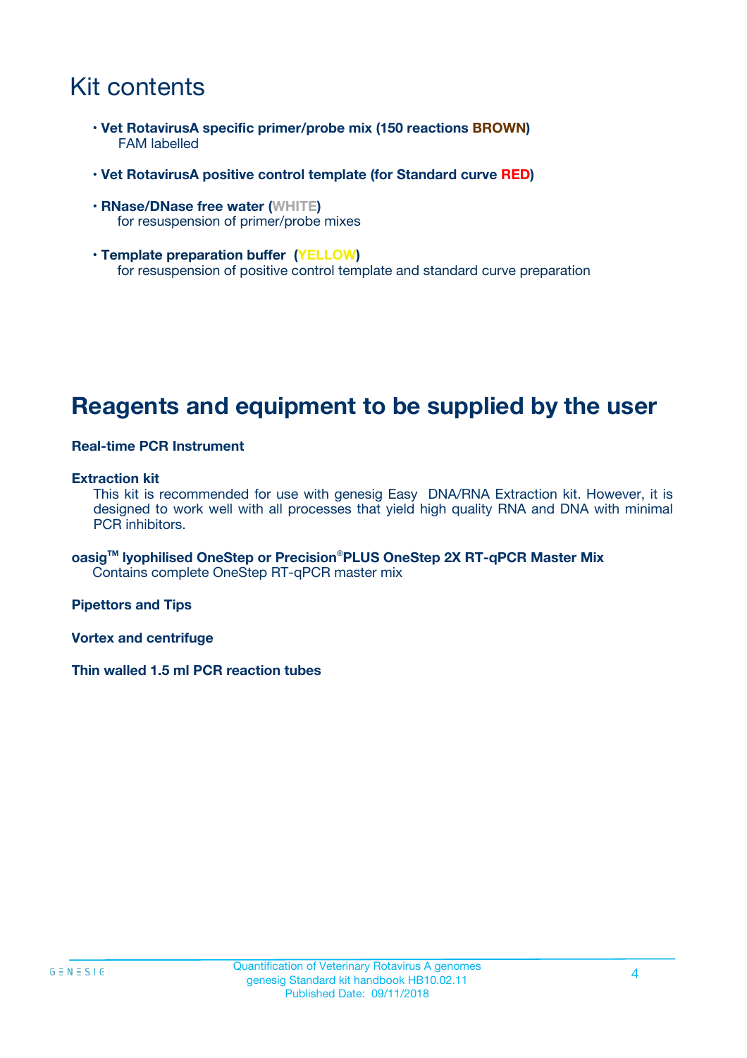# Kit contents

- **Vet RotavirusA specific primer/probe mix (150 reactions BROWN)**
  FAM labelled

- **Vet RotavirusA positive control template (for Standard curve RED)**

- **RNase/DNase free water (WHITE)**
  for resuspension of primer/probe mixes

- **Template preparation buffer (YELLOW)**
  for resuspension of positive control template and standard curve preparation

# Reagents and equipment to be supplied by the user

**Real-time PCR Instrument**

**Extraction kit**
This kit is recommended for use with genesig Easy DNA/RNA Extraction kit. However, it is designed to work well with all processes that yield high quality RNA and DNA with minimal PCR inhibitors.

**oasig™ lyophilised OneStep or Precision®PLUS OneStep 2X RT-qPCR Master Mix**
Contains complete OneStep RT-qPCR master mix

**Pipettors and Tips**

**Vortex and centrifuge**

**Thin walled 1.5 ml PCR reaction tubes**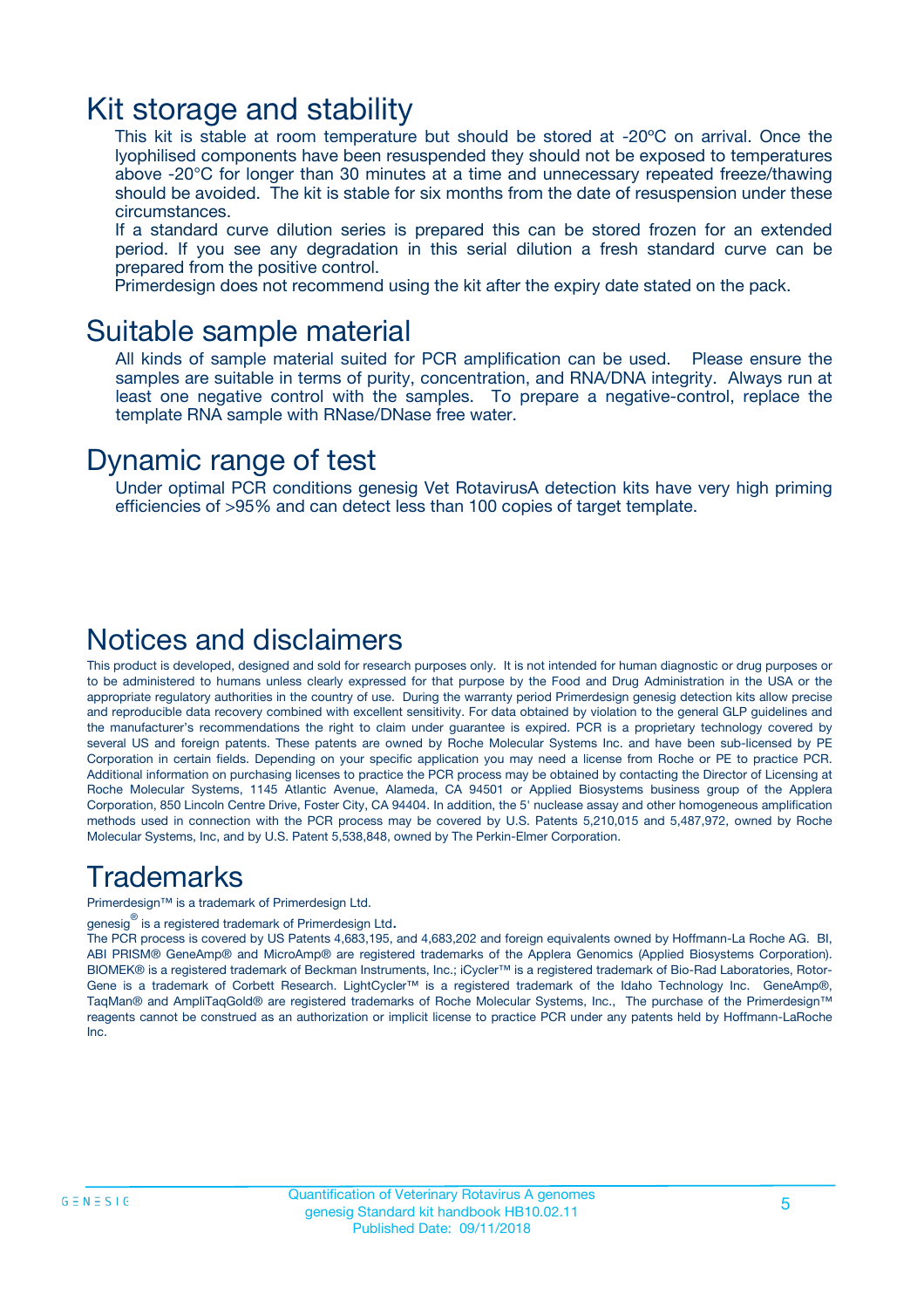# Kit storage and stability

This kit is stable at room temperature but should be stored at -20ºC on arrival. Once the lyophilised components have been resuspended they should not be exposed to temperatures above -20°C for longer than 30 minutes at a time and unnecessary repeated freeze/thawing should be avoided. The kit is stable for six months from the date of resuspension under these circumstances.

If a standard curve dilution series is prepared this can be stored frozen for an extended period. If you see any degradation in this serial dilution a fresh standard curve can be prepared from the positive control.

Primerdesign does not recommend using the kit after the expiry date stated on the pack.

# Suitable sample material

All kinds of sample material suited for PCR amplification can be used. Please ensure the samples are suitable in terms of purity, concentration, and RNA/DNA integrity. Always run at least one negative control with the samples. To prepare a negative-control, replace the template RNA sample with RNase/DNase free water.

# Dynamic range of test

Under optimal PCR conditions genesig Vet RotavirusA detection kits have very high priming efficiencies of >95% and can detect less than 100 copies of target template.

# Notices and disclaimers

This product is developed, designed and sold for research purposes only. It is not intended for human diagnostic or drug purposes or to be administered to humans unless clearly expressed for that purpose by the Food and Drug Administration in the USA or the appropriate regulatory authorities in the country of use. During the warranty period Primerdesign genesig detection kits allow precise and reproducible data recovery combined with excellent sensitivity. For data obtained by violation to the general GLP guidelines and the manufacturer's recommendations the right to claim under guarantee is expired. PCR is a proprietary technology covered by several US and foreign patents. These patents are owned by Roche Molecular Systems Inc. and have been sub-licensed by PE Corporation in certain fields. Depending on your specific application you may need a license from Roche or PE to practice PCR. Additional information on purchasing licenses to practice the PCR process may be obtained by contacting the Director of Licensing at Roche Molecular Systems, 1145 Atlantic Avenue, Alameda, CA 94501 or Applied Biosystems business group of the Applera Corporation, 850 Lincoln Centre Drive, Foster City, CA 94404. In addition, the 5' nuclease assay and other homogeneous amplification methods used in connection with the PCR process may be covered by U.S. Patents 5,210,015 and 5,487,972, owned by Roche Molecular Systems, Inc, and by U.S. Patent 5,538,848, owned by The Perkin-Elmer Corporation.

# Trademarks

Primerdesign™ is a trademark of Primerdesign Ltd.

genesig® is a registered trademark of Primerdesign Ltd.

The PCR process is covered by US Patents 4,683,195, and 4,683,202 and foreign equivalents owned by Hoffmann-La Roche AG. BI, ABI PRISM® GeneAmp® and MicroAmp® are registered trademarks of the Applera Genomics (Applied Biosystems Corporation). BIOMEK® is a registered trademark of Beckman Instruments, Inc.; iCycler™ is a registered trademark of Bio-Rad Laboratories, Rotor-Gene is a trademark of Corbett Research. LightCycler™ is a registered trademark of the Idaho Technology Inc. GeneAmp®, TaqMan® and AmpliTaqGold® are registered trademarks of Roche Molecular Systems, Inc., The purchase of the Primerdesign™ reagents cannot be construed as an authorization or implicit license to practice PCR under any patents held by Hoffmann-LaRoche Inc.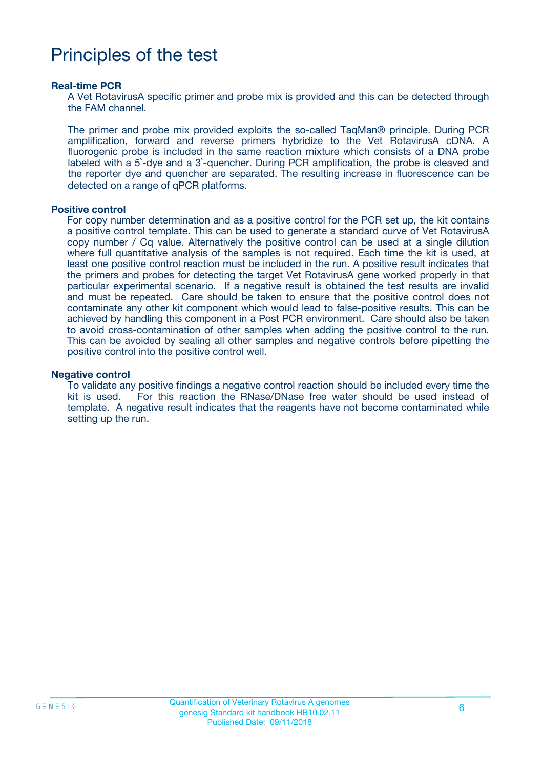# Principles of the test

**Real-time PCR**

A Vet RotavirusA specific primer and probe mix is provided and this can be detected through the FAM channel.

The primer and probe mix provided exploits the so-called TaqMan® principle. During PCR amplification, forward and reverse primers hybridize to the Vet RotavirusA cDNA. A fluorogenic probe is included in the same reaction mixture which consists of a DNA probe labeled with a 5`-dye and a 3`-quencher. During PCR amplification, the probe is cleaved and the reporter dye and quencher are separated. The resulting increase in fluorescence can be detected on a range of qPCR platforms.

**Positive control**

For copy number determination and as a positive control for the PCR set up, the kit contains a positive control template. This can be used to generate a standard curve of Vet RotavirusA copy number / Cq value. Alternatively the positive control can be used at a single dilution where full quantitative analysis of the samples is not required. Each time the kit is used, at least one positive control reaction must be included in the run. A positive result indicates that the primers and probes for detecting the target Vet RotavirusA gene worked properly in that particular experimental scenario. If a negative result is obtained the test results are invalid and must be repeated. Care should be taken to ensure that the positive control does not contaminate any other kit component which would lead to false-positive results. This can be achieved by handling this component in a Post PCR environment. Care should also be taken to avoid cross-contamination of other samples when adding the positive control to the run. This can be avoided by sealing all other samples and negative controls before pipetting the positive control into the positive control well.

**Negative control**

To validate any positive findings a negative control reaction should be included every time the kit is used. For this reaction the RNase/DNase free water should be used instead of template. A negative result indicates that the reagents have not become contaminated while setting up the run.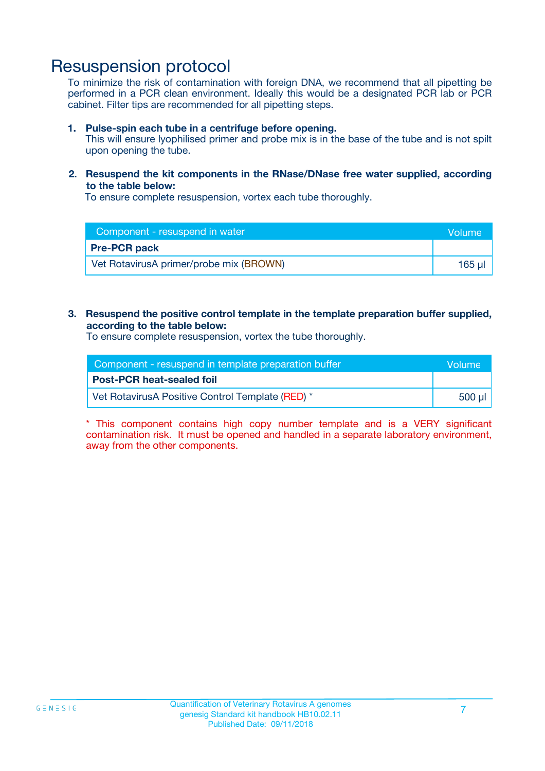# Resuspension protocol

To minimize the risk of contamination with foreign DNA, we recommend that all pipetting be performed in a PCR clean environment. Ideally this would be a designated PCR lab or PCR cabinet. Filter tips are recommended for all pipetting steps.

1. **Pulse-spin each tube in a centrifuge before opening.**
   This will ensure lyophilised primer and probe mix is in the base of the tube and is not spilt upon opening the tube.

2. **Resuspend the kit components in the RNase/DNase free water supplied, according to the table below:**
   To ensure complete resuspension, vortex each tube thoroughly.

| Component - resuspend in water | Volume |
|---|---|
| **Pre-PCR pack** | |
| Vet RotavirusA primer/probe mix (BROWN) | 165 µl |

3. **Resuspend the positive control template in the template preparation buffer supplied, according to the table below:**
   To ensure complete resuspension, vortex the tube thoroughly.

| Component - resuspend in template preparation buffer | Volume |
|---|---|
| **Post-PCR heat-sealed foil** | |
| Vet RotavirusA Positive Control Template (RED) * | 500 µl |

* This component contains high copy number template and is a VERY significant contamination risk. It must be opened and handled in a separate laboratory environment, away from the other components.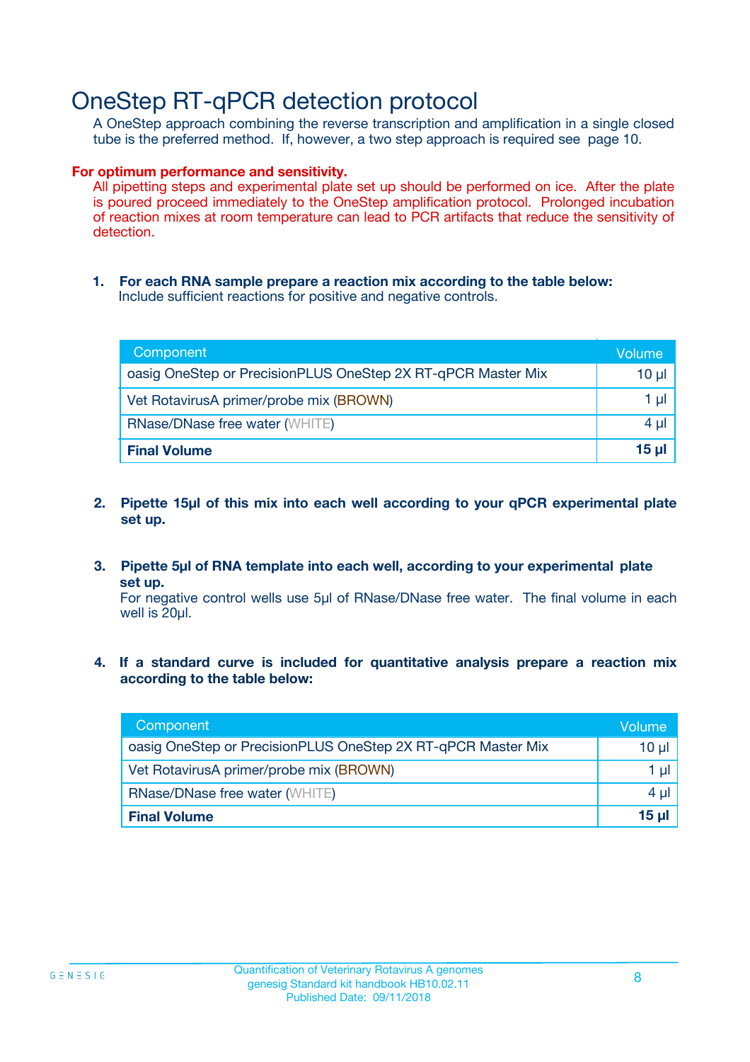# OneStep RT-qPCR detection protocol

A OneStep approach combining the reverse transcription and amplification in a single closed tube is the preferred method. If, however, a two step approach is required see page 10.

**For optimum performance and sensitivity.**

All pipetting steps and experimental plate set up should be performed on ice. After the plate is poured proceed immediately to the OneStep amplification protocol. Prolonged incubation of reaction mixes at room temperature can lead to PCR artifacts that reduce the sensitivity of detection.

1. **For each RNA sample prepare a reaction mix according to the table below:**
   Include sufficient reactions for positive and negative controls.

| Component | Volume |
|---|---|
| oasig OneStep or PrecisionPLUS OneStep 2X RT-qPCR Master Mix | 10 µl |
| Vet RotavirusA primer/probe mix (BROWN) | 1 µl |
| RNase/DNase free water (WHITE) | 4 µl |
| **Final Volume** | **15 µl** |

2. **Pipette 15µl of this mix into each well according to your qPCR experimental plate set up.**

3. **Pipette 5µl of RNA template into each well, according to your experimental plate set up.**
   For negative control wells use 5µl of RNase/DNase free water. The final volume in each well is 20µl.

4. **If a standard curve is included for quantitative analysis prepare a reaction mix according to the table below:**

| Component | Volume |
|---|---|
| oasig OneStep or PrecisionPLUS OneStep 2X RT-qPCR Master Mix | 10 µl |
| Vet RotavirusA primer/probe mix (BROWN) | 1 µl |
| RNase/DNase free water (WHITE) | 4 µl |
| **Final Volume** | **15 µl** |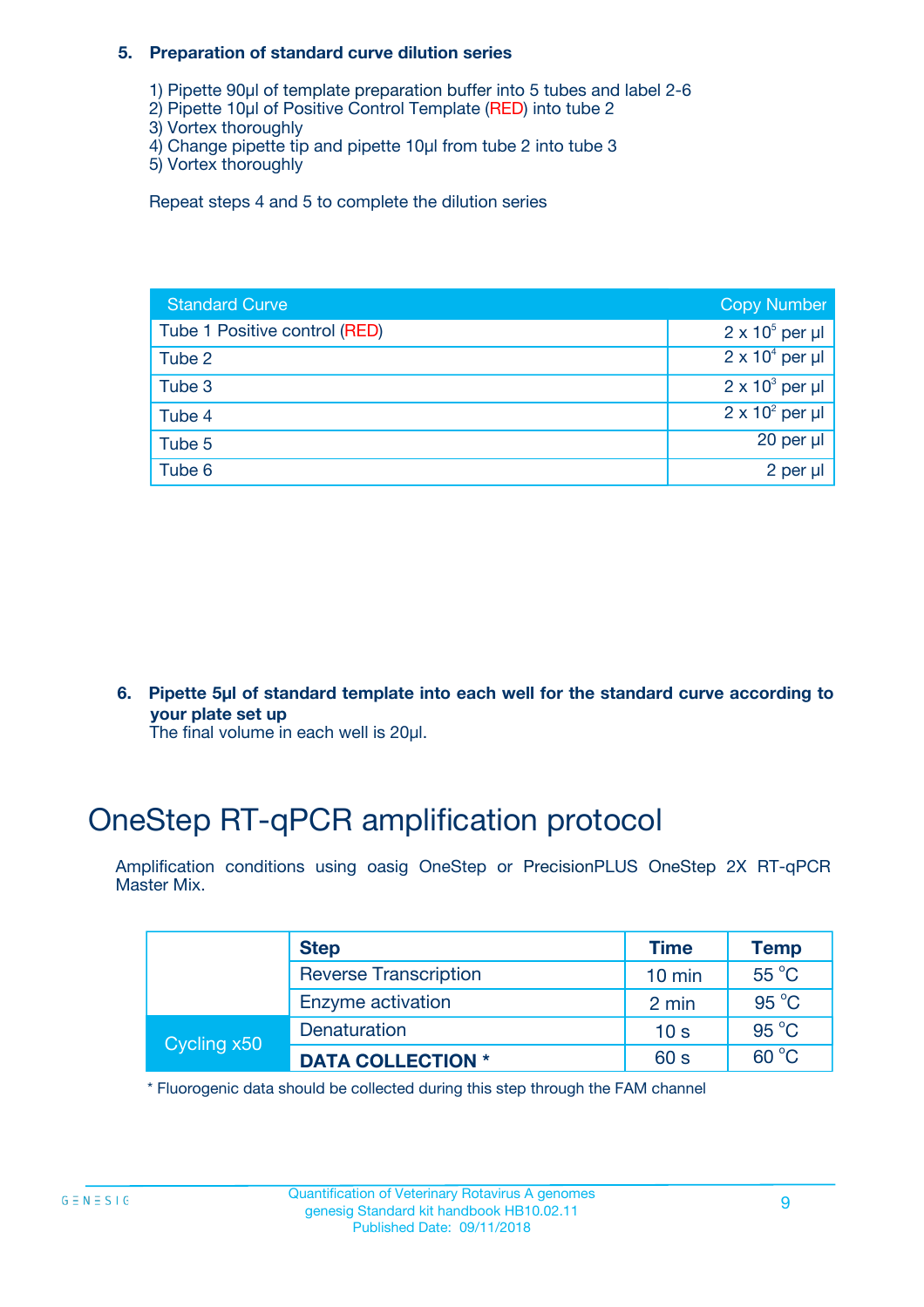5. **Preparation of standard curve dilution series**

1) Pipette 90µl of template preparation buffer into 5 tubes and label 2-6
2) Pipette 10µl of Positive Control Template (RED) into tube 2
3) Vortex thoroughly
4) Change pipette tip and pipette 10µl from tube 2 into tube 3
5) Vortex thoroughly

Repeat steps 4 and 5 to complete the dilution series

| Standard Curve | Copy Number |
|---|---|
| Tube 1 Positive control (RED) | $2 \times 10^5$ per µl |
| Tube 2 | $2 \times 10^4$ per µl |
| Tube 3 | $2 \times 10^3$ per µl |
| Tube 4 | $2 \times 10^2$ per µl |
| Tube 5 | 20 per µl |
| Tube 6 | 2 per µl |

6. **Pipette 5µl of standard template into each well for the standard curve according to your plate set up**
The final volume in each well is 20µl.

# OneStep RT-qPCR amplification protocol

Amplification conditions using oasig OneStep or PrecisionPLUS OneStep 2X RT-qPCR Master Mix.

| | Step | Time | Temp |
|---|---|---|---|
| | Reverse Transcription | 10 min | 55 °C |
| | Enzyme activation | 2 min | 95 °C |
| Cycling x50 | Denaturation | 10 s | 95 °C |
| | **DATA COLLECTION *** | 60 s | 60 °C |

* Fluorogenic data should be collected during this step through the FAM channel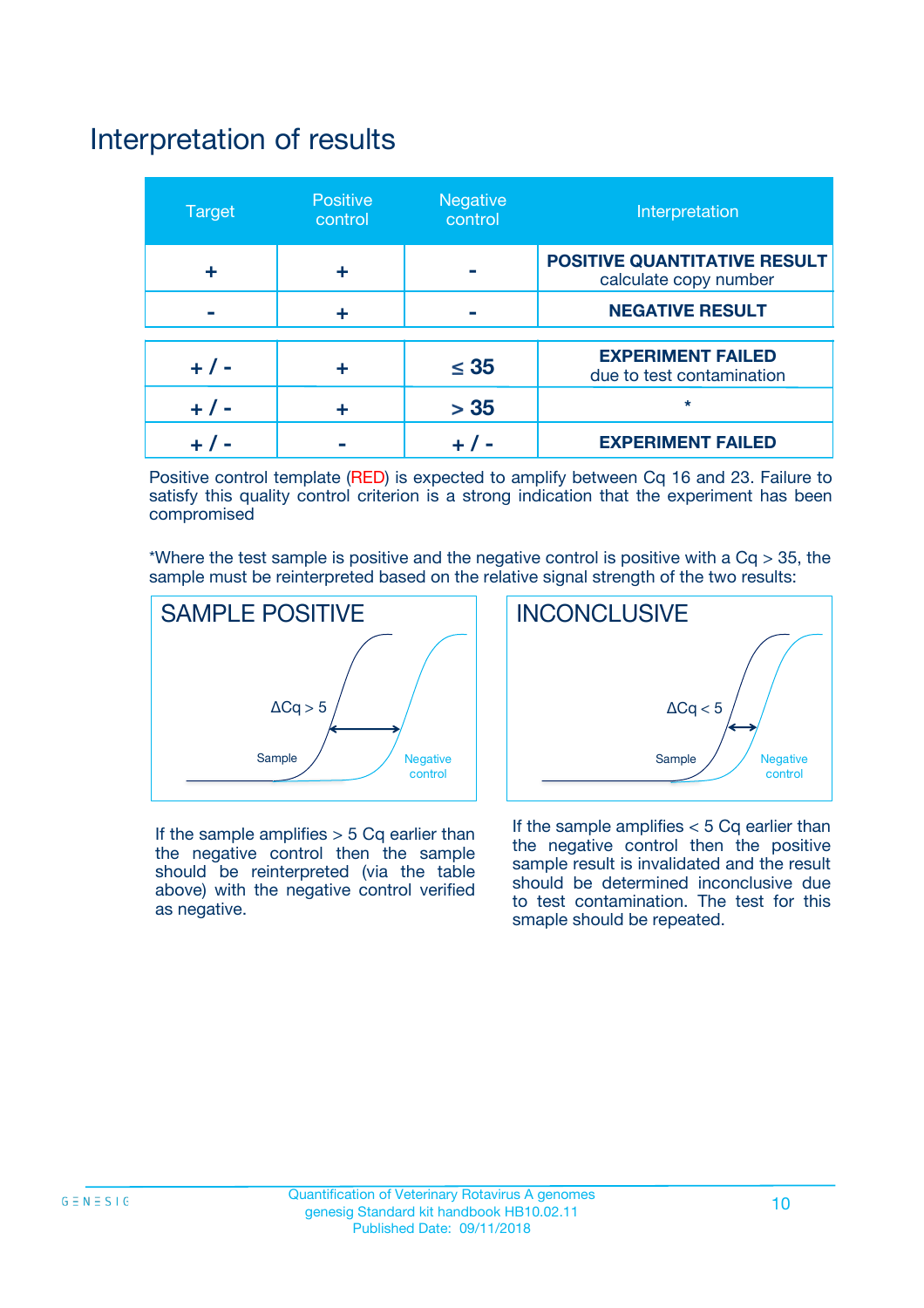# Interpretation of results

| Target | Positive control | Negative control | Interpretation |
|---|---|---|---|
| + | + | - | **POSITIVE QUANTITATIVE RESULT** calculate copy number |
| - | + | - | **NEGATIVE RESULT** |
| + / - | + | ≤ 35 | **EXPERIMENT FAILED** due to test contamination |
| + / - | + | > 35 | * |
| + / - | - | + / - | **EXPERIMENT FAILED** |

Positive control template (RED) is expected to amplify between Cq 16 and 23. Failure to satisfy this quality control criterion is a strong indication that the experiment has been compromised

*Where the test sample is positive and the negative control is positive with a Cq > 35, the sample must be reinterpreted based on the relative signal strength of the two results:

SAMPLE POSITIVE

ΔCq > 5

Sample

Negative control

If the sample amplifies > 5 Cq earlier than the negative control then the sample should be reinterpreted (via the table above) with the negative control verified as negative.

INCONCLUSIVE

ΔCq < 5

Sample

Negative control

If the sample amplifies < 5 Cq earlier than the negative control then the positive sample result is invalidated and the result should be determined inconclusive due to test contamination. The test for this smaple should be repeated.